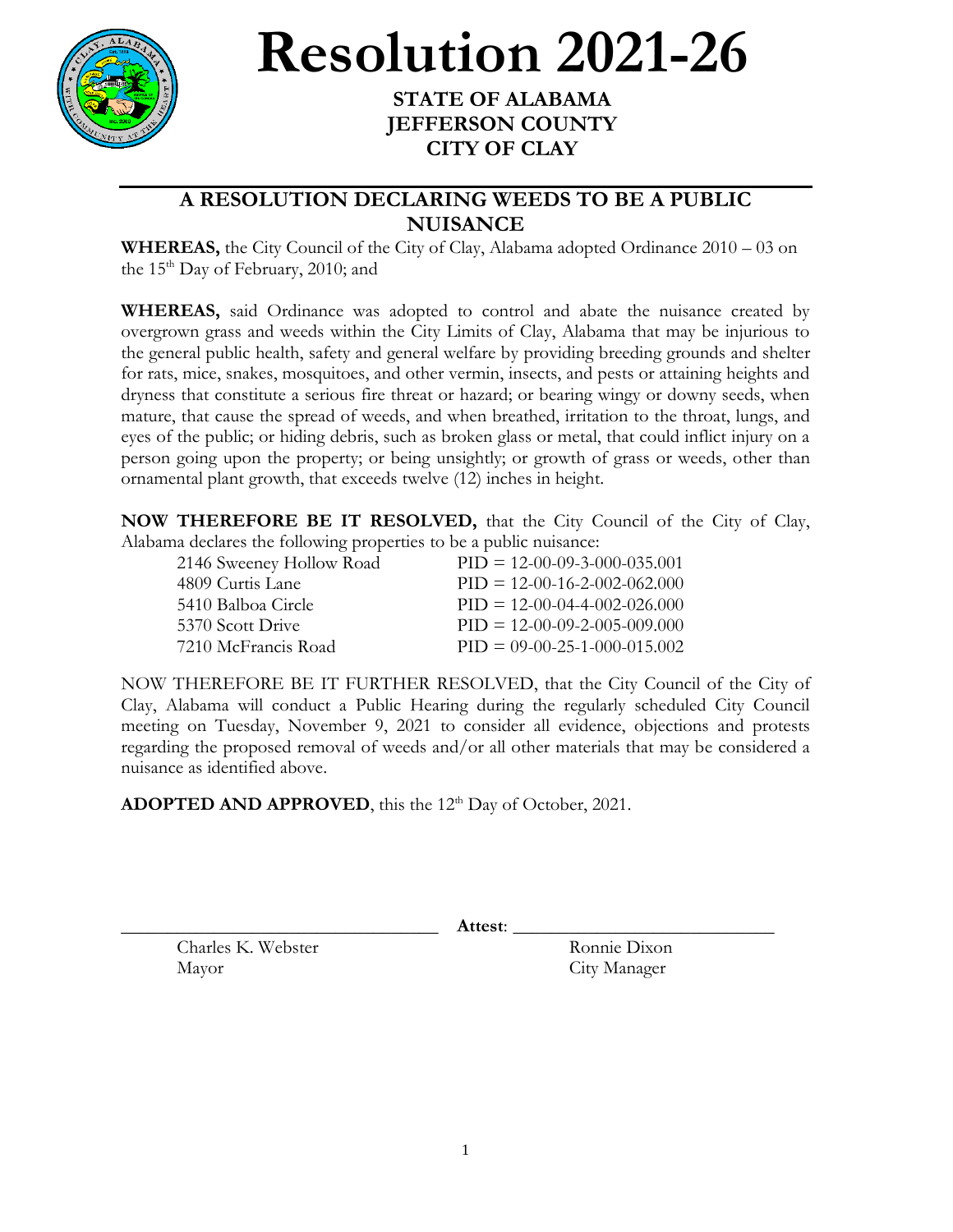# Resolution 2021-26

**STATE OF ALABAMA**
**JEFFERSON COUNTY**
**CITY OF CLAY**

## A RESOLUTION DECLARING WEEDS TO BE A PUBLIC NUISANCE

**WHEREAS,** the City Council of the City of Clay, Alabama adopted Ordinance 2010 – 03 on the 15th Day of February, 2010; and

**WHEREAS,** said Ordinance was adopted to control and abate the nuisance created by overgrown grass and weeds within the City Limits of Clay, Alabama that may be injurious to the general public health, safety and general welfare by providing breeding grounds and shelter for rats, mice, snakes, mosquitoes, and other vermin, insects, and pests or attaining heights and dryness that constitute a serious fire threat or hazard; or bearing wingy or downy seeds, when mature, that cause the spread of weeds, and when breathed, irritation to the throat, lungs, and eyes of the public; or hiding debris, such as broken glass or metal, that could inflict injury on a person going upon the property; or being unsightly; or growth of grass or weeds, other than ornamental plant growth, that exceeds twelve (12) inches in height.

**NOW THEREFORE BE IT RESOLVED,** that the City Council of the City of Clay, Alabama declares the following properties to be a public nuisance:

| | |
|---|---|
| 2146 Sweeney Hollow Road | PID = 12-00-09-3-000-035.001 |
| 4809 Curtis Lane | PID = 12-00-16-2-002-062.000 |
| 5410 Balboa Circle | PID = 12-00-04-4-002-026.000 |
| 5370 Scott Drive | PID = 12-00-09-2-005-009.000 |
| 7210 McFrancis Road | PID = 09-00-25-1-000-015.002 |

NOW THEREFORE BE IT FURTHER RESOLVED, that the City Council of the City of Clay, Alabama will conduct a Public Hearing during the regularly scheduled City Council meeting on Tuesday, November 9, 2021 to consider all evidence, objections and protests regarding the proposed removal of weeds and/or all other materials that may be considered a nuisance as identified above.

**ADOPTED AND APPROVED**, this the 12th Day of October, 2021.

\_\_\_\_\_\_\_\_\_\_\_\_\_\_\_\_\_\_\_\_\_\_\_\_\_\_\_\_\_\_ **Attest**: \_\_\_\_\_\_\_\_\_\_\_\_\_\_\_\_\_\_\_\_\_\_\_\_\_\_\_\_\_\_

Charles K. Webster
Mayor

Ronnie Dixon
City Manager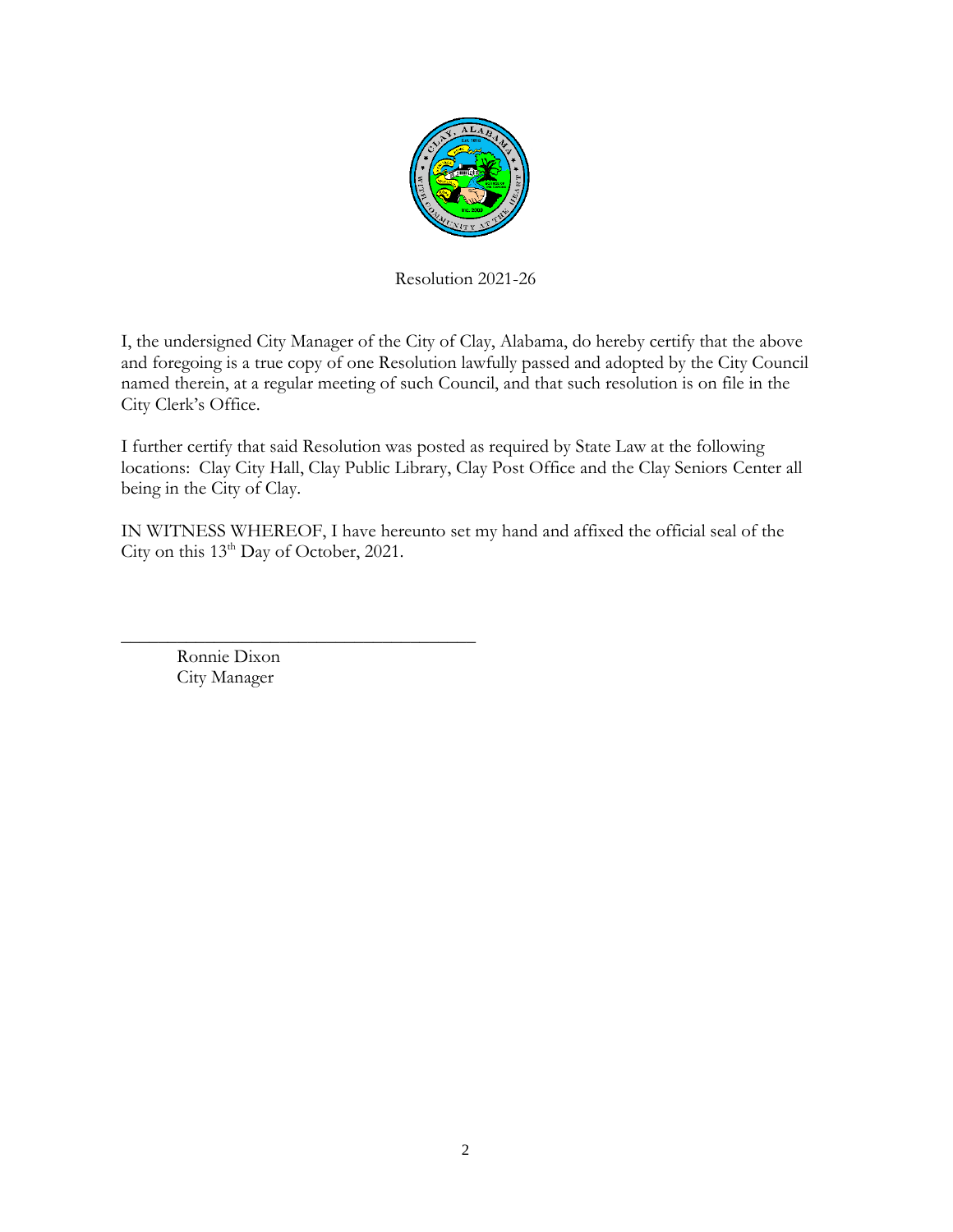Resolution 2021-26

I, the undersigned City Manager of the City of Clay, Alabama, do hereby certify that the above and foregoing is a true copy of one Resolution lawfully passed and adopted by the City Council named therein, at a regular meeting of such Council, and that such resolution is on file in the City Clerk's Office.

I further certify that said Resolution was posted as required by State Law at the following locations: Clay City Hall, Clay Public Library, Clay Post Office and the Clay Seniors Center all being in the City of Clay.

IN WITNESS WHEREOF, I have hereunto set my hand and affixed the official seal of the City on this 13th Day of October, 2021.

\_\_\_\_\_\_\_\_\_\_\_\_\_\_\_\_\_\_\_\_\_\_\_\_\_\_\_\_\_\_\_\_\_\_\_\_\_\_\_\_

Ronnie Dixon
City Manager